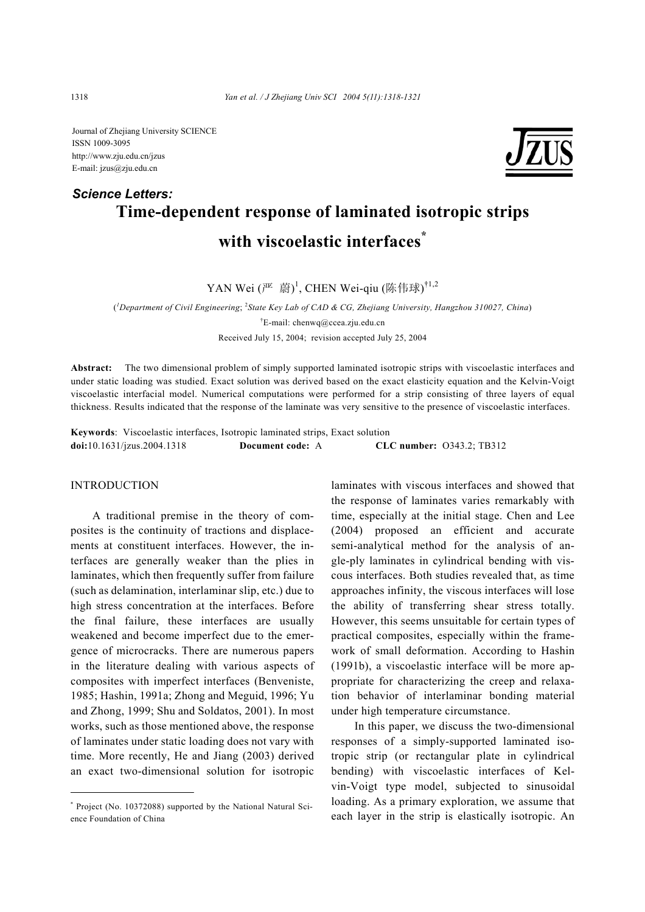Journal of Zhejiang University SCIENCE
ISSN 1009-3095
http://www.zju.edu.cn/jzus
E-mail: jzus@zju.edu.cn

***Science Letters:***

# Time-dependent response of laminated isotropic strips with viscoelastic interfaces*

YAN Wei (严 蔚)[1], CHEN Wei-qiu (陈伟球)[†1,2]

([1]Department of Civil Engineering; [2]State Key Lab of CAD & CG, Zhejiang University, Hangzhou 310027, China)

[†]E-mail: chenwq@ccea.zju.edu.cn

Received July 15, 2004; revision accepted July 25, 2004

**Abstract:** The two dimensional problem of simply supported laminated isotropic strips with viscoelastic interfaces and under static loading was studied. Exact solution was derived based on the exact elasticity equation and the Kelvin-Voigt viscoelastic interfacial model. Numerical computations were performed for a strip consisting of three layers of equal thickness. Results indicated that the response of the laminate was very sensitive to the presence of viscoelastic interfaces.

**Keywords**: Viscoelastic interfaces, Isotropic laminated strips, Exact solution
**doi:**10.1631/jzus.2004.1318 **Document code:** A **CLC number:** O343.2; TB312

## INTRODUCTION

A traditional premise in the theory of composites is the continuity of tractions and displacements at constituent interfaces. However, the interfaces are generally weaker than the plies in laminates, which then frequently suffer from failure (such as delamination, interlaminar slip, etc.) due to high stress concentration at the interfaces. Before the final failure, these interfaces are usually weakened and become imperfect due to the emergence of microcracks. There are numerous papers in the literature dealing with various aspects of composites with imperfect interfaces (Benveniste, 1985; Hashin, 1991a; Zhong and Meguid, 1996; Yu and Zhong, 1999; Shu and Soldatos, 2001). In most works, such as those mentioned above, the response of laminates under static loading does not vary with time. More recently, He and Jiang (2003) derived an exact two-dimensional solution for isotropic laminates with viscous interfaces and showed that the response of laminates varies remarkably with time, especially at the initial stage. Chen and Lee (2004) proposed an efficient and accurate semi-analytical method for the analysis of angle-ply laminates in cylindrical bending with viscous interfaces. Both studies revealed that, as time approaches infinity, the viscous interfaces will lose the ability of transferring shear stress totally. However, this seems unsuitable for certain types of practical composites, especially within the framework of small deformation. According to Hashin (1991b), a viscoelastic interface will be more appropriate for characterizing the creep and relaxation behavior of interlaminar bonding material under high temperature circumstance.

In this paper, we discuss the two-dimensional responses of a simply-supported laminated isotropic strip (or rectangular plate in cylindrical bending) with viscoelastic interfaces of Kelvin-Voigt type model, subjected to sinusoidal loading. As a primary exploration, we assume that each layer in the strip is elastically isotropic. An

* Project (No. 10372088) supported by the National Natural Science Foundation of China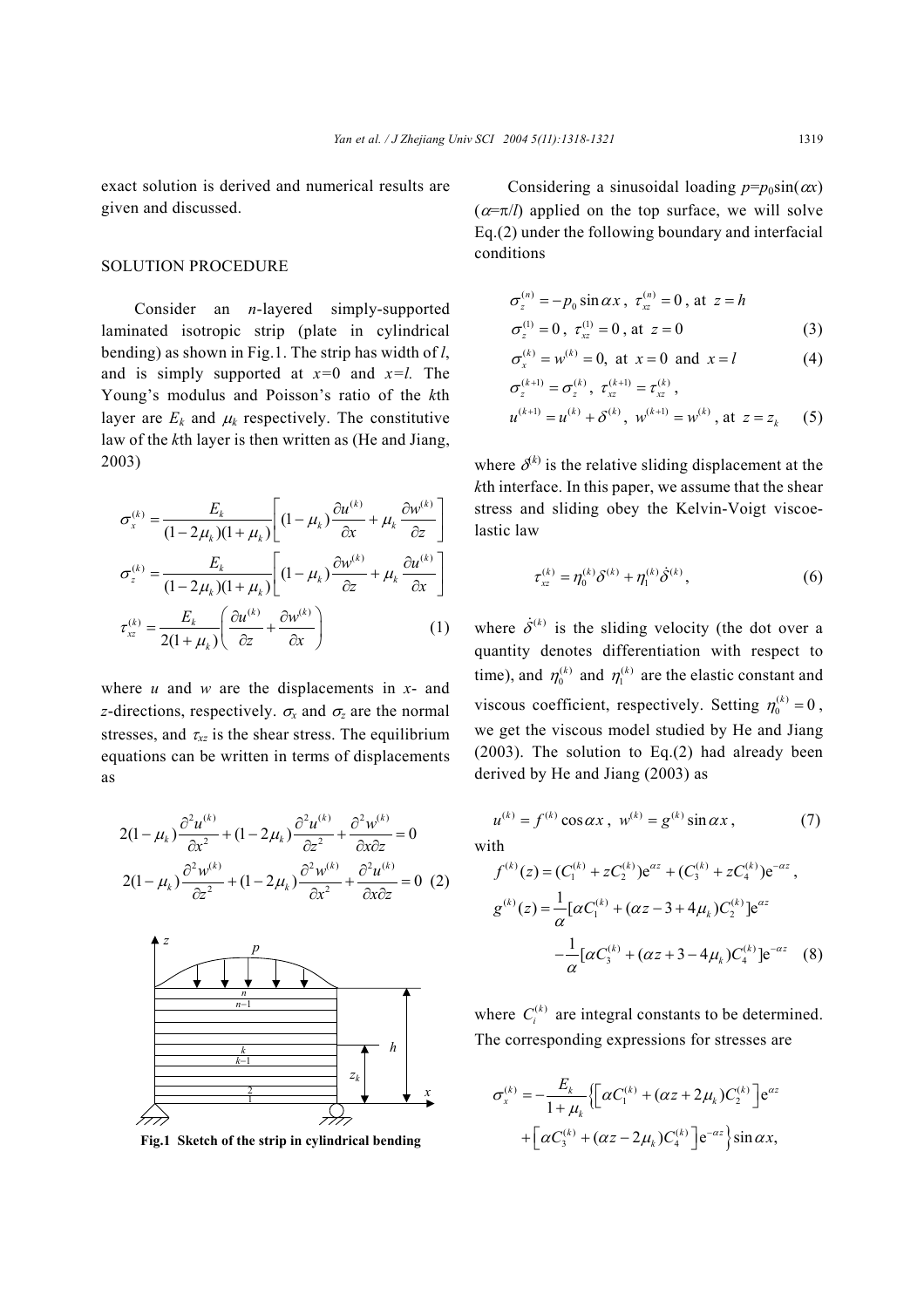exact solution is derived and numerical results are given and discussed.

## SOLUTION PROCEDURE

Consider an $n$-layered simply-supported laminated isotropic strip (plate in cylindrical bending) as shown in Fig.1. The strip has width of $l$, and is simply supported at $x=0$ and $x=l$. The Young's modulus and Poisson's ratio of the $k$th layer are $E_k$ and $\mu_k$ respectively. The constitutive law of the $k$th layer is then written as (He and Jiang, 2003)

$$\sigma_x^{(k)} = \frac{E_k}{(1-2\mu_k)(1+\mu_k)}\left[(1-\mu_k)\frac{\partial u^{(k)}}{\partial x} + \mu_k \frac{\partial w^{(k)}}{\partial z}\right]$$

$$\sigma_z^{(k)} = \frac{E_k}{(1-2\mu_k)(1+\mu_k)}\left[(1-\mu_k)\frac{\partial w^{(k)}}{\partial z} + \mu_k \frac{\partial u^{(k)}}{\partial x}\right]$$

$$\tau_{xz}^{(k)} = \frac{E_k}{2(1+\mu_k)}\left(\frac{\partial u^{(k)}}{\partial z} + \frac{\partial w^{(k)}}{\partial x}\right) \tag{1}$$

where $u$ and $w$ are the displacements in $x$- and $z$-directions, respectively. $\sigma_x$ and $\sigma_z$ are the normal stresses, and $\tau_{xz}$ is the shear stress. The equilibrium equations can be written in terms of displacements as

$$2(1-\mu_k)\frac{\partial^2 u^{(k)}}{\partial x^2} + (1-2\mu_k)\frac{\partial^2 u^{(k)}}{\partial z^2} + \frac{\partial^2 w^{(k)}}{\partial x \partial z} = 0$$

$$2(1-\mu_k)\frac{\partial^2 w^{(k)}}{\partial z^2} + (1-2\mu_k)\frac{\partial^2 w^{(k)}}{\partial x^2} + \frac{\partial^2 u^{(k)}}{\partial x \partial z} = 0 \tag{2}$$

**Fig.1 Sketch of the strip in cylindrical bending**

Considering a sinusoidal loading $p=p_0\sin(\alpha x)$ ($\alpha=\pi/l$) applied on the top surface, we will solve Eq.(2) under the following boundary and interfacial conditions

$$\sigma_z^{(n)} = -p_0 \sin\alpha x,\ \tau_{xz}^{(n)} = 0,\ \text{at } z=h$$

$$\sigma_z^{(1)} = 0,\ \tau_{xz}^{(1)} = 0,\ \text{at } z=0 \tag{3}$$

$$\sigma_x^{(k)} = w^{(k)} = 0,\ \text{at } x=0 \text{ and } x=l \tag{4}$$

$$\sigma_z^{(k+1)} = \sigma_z^{(k)},\ \tau_{xz}^{(k+1)} = \tau_{xz}^{(k)},$$

$$u^{(k+1)} = u^{(k)} + \delta^{(k)},\ w^{(k+1)} = w^{(k)},\ \text{at } z=z_k \tag{5}$$

where $\delta^{(k)}$ is the relative sliding displacement at the $k$th interface. In this paper, we assume that the shear stress and sliding obey the Kelvin-Voigt viscoelastic law

$$\tau_{xz}^{(k)} = \eta_0^{(k)}\delta^{(k)} + \eta_1^{(k)}\dot{\delta}^{(k)}, \tag{6}$$

where $\dot{\delta}^{(k)}$ is the sliding velocity (the dot over a quantity denotes differentiation with respect to time), and $\eta_0^{(k)}$ and $\eta_1^{(k)}$ are the elastic constant and viscous coefficient, respectively. Setting $\eta_0^{(k)}=0$, we get the viscous model studied by He and Jiang (2003). The solution to Eq.(2) had already been derived by He and Jiang (2003) as

$$u^{(k)} = f^{(k)}\cos\alpha x,\ w^{(k)} = g^{(k)}\sin\alpha x, \tag{7}$$

with

$$f^{(k)}(z) = (C_1^{(k)} + zC_2^{(k)})\mathrm{e}^{\alpha z} + (C_3^{(k)} + zC_4^{(k)})\mathrm{e}^{-\alpha z},$$

$$g^{(k)}(z) = \frac{1}{\alpha}[\alpha C_1^{(k)} + (\alpha z - 3 + 4\mu_k)C_2^{(k)}]\mathrm{e}^{\alpha z} - \frac{1}{\alpha}[\alpha C_3^{(k)} + (\alpha z + 3 - 4\mu_k)C_4^{(k)}]\mathrm{e}^{-\alpha z} \tag{8}$$

where $C_i^{(k)}$ are integral constants to be determined. The corresponding expressions for stresses are

$$\sigma_x^{(k)} = -\frac{E_k}{1+\mu_k}\left\{\left[\alpha C_1^{(k)} + (\alpha z + 2\mu_k)C_2^{(k)}\right]\mathrm{e}^{\alpha z} + \left[\alpha C_3^{(k)} + (\alpha z - 2\mu_k)C_4^{(k)}\right]\mathrm{e}^{-\alpha z}\right\}\sin\alpha x,$$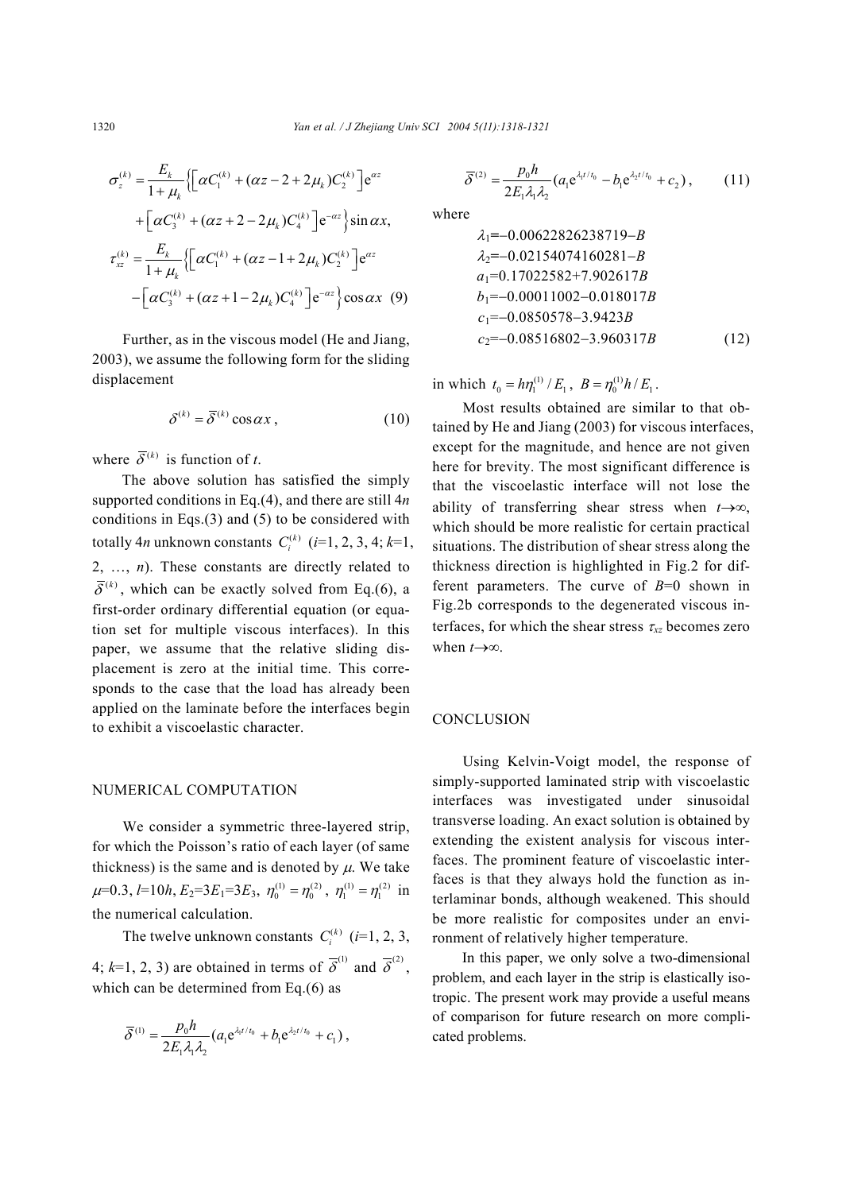$$\sigma_z^{(k)} = \frac{E_k}{1+\mu_k}\left\{\left[\alpha C_1^{(k)} + (\alpha z - 2 + 2\mu_k)C_2^{(k)}\right]e^{\alpha z} + \left[\alpha C_3^{(k)} + (\alpha z + 2 - 2\mu_k)C_4^{(k)}\right]e^{-\alpha z}\right\}\sin\alpha x,$$

$$\tau_{xz}^{(k)} = \frac{E_k}{1+\mu_k}\left\{\left[\alpha C_1^{(k)} + (\alpha z - 1 + 2\mu_k)C_2^{(k)}\right]e^{\alpha z} - \left[\alpha C_3^{(k)} + (\alpha z + 1 - 2\mu_k)C_4^{(k)}\right]e^{-\alpha z}\right\}\cos\alpha x \quad (9)$$

Further, as in the viscous model (He and Jiang, 2003), we assume the following form for the sliding displacement

$$\delta^{(k)} = \bar{\delta}^{(k)}\cos\alpha x, \quad (10)$$

where $\bar{\delta}^{(k)}$ is function of $t$.

The above solution has satisfied the simply supported conditions in Eq.(4), and there are still $4n$ conditions in Eqs.(3) and (5) to be considered with totally $4n$ unknown constants $C_i^{(k)}$ ($i$=1, 2, 3, 4; $k$=1, 2, …, $n$). These constants are directly related to $\bar{\delta}^{(k)}$, which can be exactly solved from Eq.(6), a first-order ordinary differential equation (or equation set for multiple viscous interfaces). In this paper, we assume that the relative sliding displacement is zero at the initial time. This corresponds to the case that the load has already been applied on the laminate before the interfaces begin to exhibit a viscoelastic character.

## NUMERICAL COMPUTATION

We consider a symmetric three-layered strip, for which the Poisson's ratio of each layer (of same thickness) is the same and is denoted by $\mu$. We take $\mu$=0.3, $l$=10$h$, $E_2$=3$E_1$=3$E_3$, $\eta_0^{(1)} = \eta_0^{(2)}$, $\eta_1^{(1)} = \eta_1^{(2)}$ in the numerical calculation.

The twelve unknown constants $C_i^{(k)}$ ($i$=1, 2, 3, 4; $k$=1, 2, 3) are obtained in terms of $\bar{\delta}^{(1)}$ and $\bar{\delta}^{(2)}$, which can be determined from Eq.(6) as

$$\bar{\delta}^{(1)} = \frac{p_0 h}{2E_1\lambda_1\lambda_2}(a_1 e^{\lambda_1 t/t_0} + b_1 e^{\lambda_2 t/t_0} + c_1),$$

$$\bar{\delta}^{(2)} = \frac{p_0 h}{2E_1\lambda_1\lambda_2}(a_1 e^{\lambda_1 t/t_0} - b_1 e^{\lambda_2 t/t_0} + c_2), \quad (11)$$

where

$$\begin{aligned}
\lambda_1 &= -0.00622826238719 - B \\
\lambda_2 &= -0.02154074160281 - B \\
a_1 &= 0.17022582 + 7.902617B \\
b_1 &= -0.00011002 - 0.018017B \\
c_1 &= -0.0850578 - 3.9423B \\
c_2 &= -0.08516802 - 3.960317B
\end{aligned} \quad (12)$$

in which $t_0 = h\eta_1^{(1)}/E_1$, $B = \eta_0^{(1)}h/E_1$.

Most results obtained are similar to that obtained by He and Jiang (2003) for viscous interfaces, except for the magnitude, and hence are not given here for brevity. The most significant difference is that the viscoelastic interface will not lose the ability of transferring shear stress when $t\to\infty$, which should be more realistic for certain practical situations. The distribution of shear stress along the thickness direction is highlighted in Fig.2 for different parameters. The curve of $B$=0 shown in Fig.2b corresponds to the degenerated viscous interfaces, for which the shear stress $\tau_{xz}$ becomes zero when $t\to\infty$.

## CONCLUSION

Using Kelvin-Voigt model, the response of simply-supported laminated strip with viscoelastic interfaces was investigated under sinusoidal transverse loading. An exact solution is obtained by extending the existent analysis for viscous interfaces. The prominent feature of viscoelastic interfaces is that they always hold the function as interlaminar bonds, although weakened. This should be more realistic for composites under an environment of relatively higher temperature.

In this paper, we only solve a two-dimensional problem, and each layer in the strip is elastically isotropic. The present work may provide a useful means of comparison for future research on more complicated problems.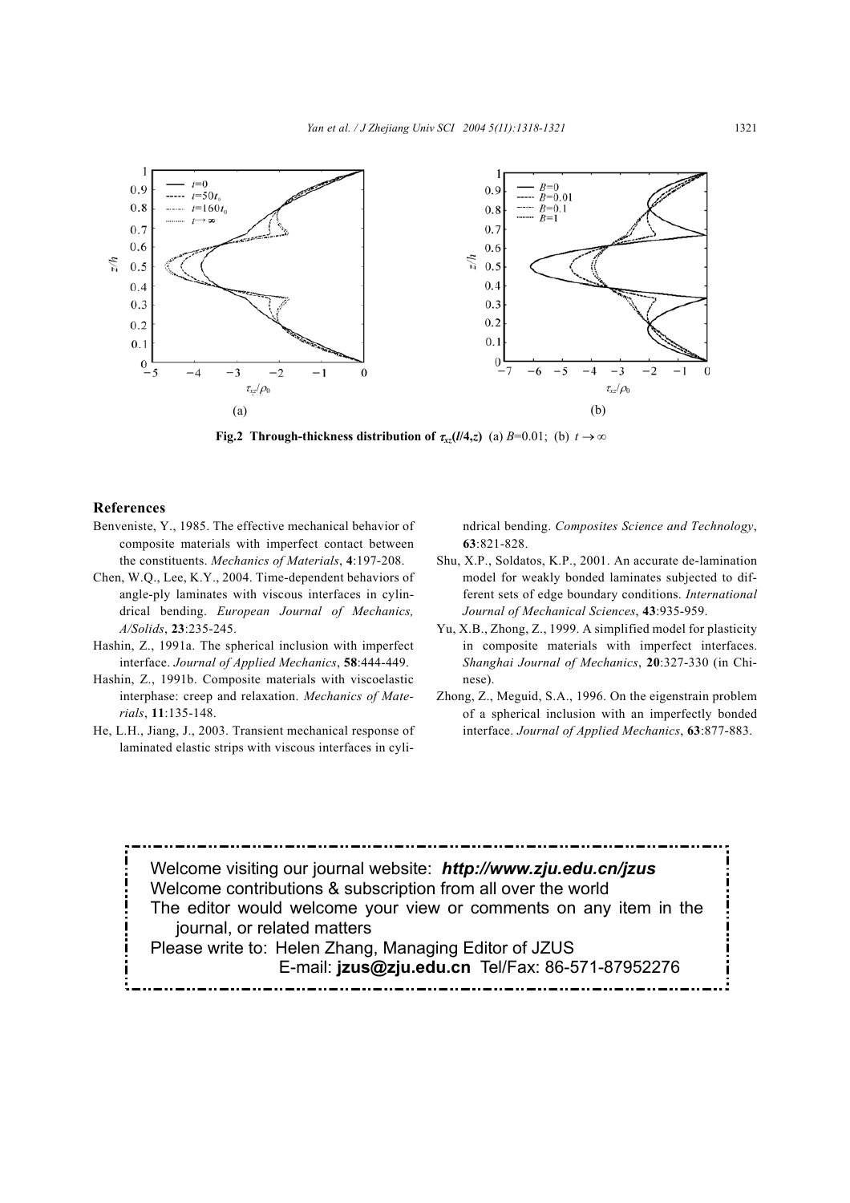1
0.9
0.8
0.7
0.6
0.5
0.4
0.3
0.2
0.1
0

$z/h$

$t$=0
$t$=50$t_0$
$t$=160$t_0$
$t\to\infty$

−5 −4 −3 −2 −1 0

$\tau_{xz}/\rho_0$

(a)

1
0.9
0.8
0.7
0.6
0.5
0.4
0.3
0.2
0.1
0

$z/h$

$B$=0
$B$=0.01
$B$=0.1
$B$=1

−7 −6 −5 −4 −3 −2 −1 0

$\tau_{xz}/\rho_0$

(b)

**Fig.2 Through-thickness distribution of $\tau_{xz}(l/4,z)$** (a) $B$=0.01; (b) $t\to\infty$

## References

Benveniste, Y., 1985. The effective mechanical behavior of composite materials with imperfect contact between the constituents. *Mechanics of Materials*, **4**:197-208.

Chen, W.Q., Lee, K.Y., 2004. Time-dependent behaviors of angle-ply laminates with viscous interfaces in cylindrical bending. *European Journal of Mechanics, A/Solids*, **23**:235-245.

Hashin, Z., 1991a. The spherical inclusion with imperfect interface. *Journal of Applied Mechanics*, **58**:444-449.

Hashin, Z., 1991b. Composite materials with viscoelastic interphase: creep and relaxation. *Mechanics of Materials*, **11**:135-148.

He, L.H., Jiang, J., 2003. Transient mechanical response of laminated elastic strips with viscous interfaces in cylindrical bending. *Composites Science and Technology*, **63**:821-828.

Shu, X.P., Soldatos, K.P., 2001. An accurate de-lamination model for weakly bonded laminates subjected to different sets of edge boundary conditions. *International Journal of Mechanical Sciences*, **43**:935-959.

Yu, X.B., Zhong, Z., 1999. A simplified model for plasticity in composite materials with imperfect interfaces. *Shanghai Journal of Mechanics*, **20**:327-330 (in Chinese).

Zhong, Z., Meguid, S.A., 1996. On the eigenstrain problem of a spherical inclusion with an imperfectly bonded interface. *Journal of Applied Mechanics*, **63**:877-883.

Welcome visiting our journal website: ***http://www.zju.edu.cn/jzus***
Welcome contributions & subscription from all over the world
The editor would welcome your view or comments on any item in the journal, or related matters
Please write to: Helen Zhang, Managing Editor of JZUS
E-mail: **jzus@zju.edu.cn** Tel/Fax: 86-571-87952276